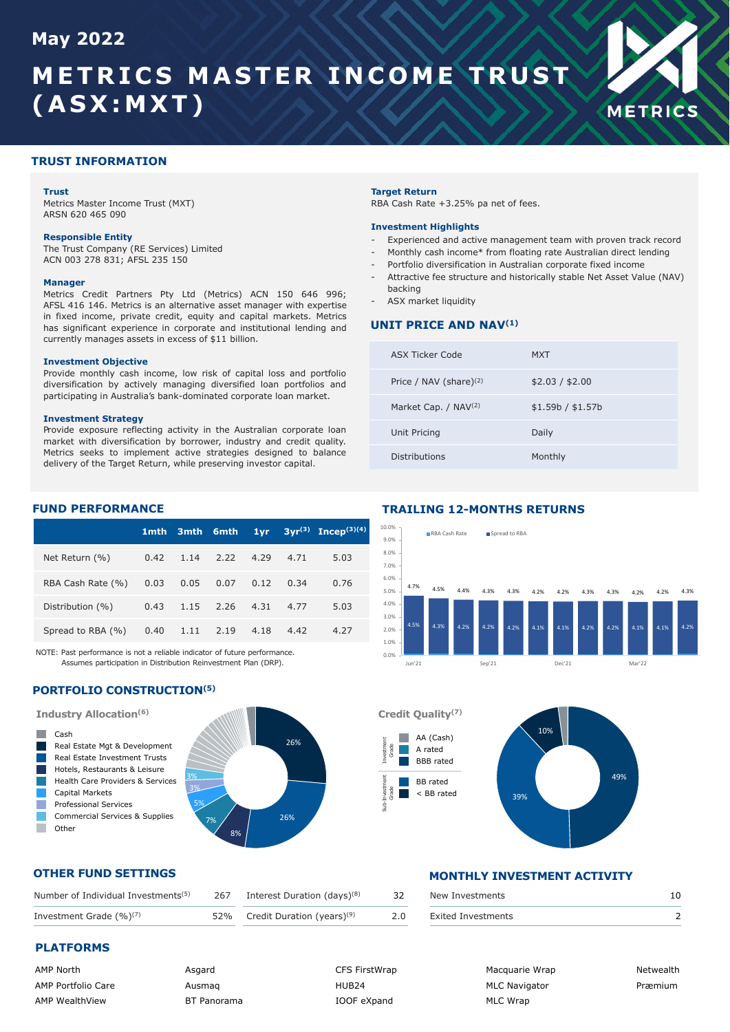May 2022

# METRICS MASTER INCOME TRUST (ASX:MXT)

METRICS

## TRUST INFORMATION

**Trust**
Metrics Master Income Trust (MXT)
ARSN 620 465 090

**Responsible Entity**
The Trust Company (RE Services) Limited
ACN 003 278 831; AFSL 235 150

**Manager**
Metrics Credit Partners Pty Ltd (Metrics) ACN 150 646 996; AFSL 416 146. Metrics is an alternative asset manager with expertise in fixed income, private credit, equity and capital markets. Metrics has significant experience in corporate and institutional lending and currently manages assets in excess of $11 billion.

**Investment Objective**
Provide monthly cash income, low risk of capital loss and portfolio diversification by actively managing diversified loan portfolios and participating in Australia's bank-dominated corporate loan market.

**Investment Strategy**
Provide exposure reflecting activity in the Australian corporate loan market with diversification by borrower, industry and credit quality. Metrics seeks to implement active strategies designed to balance delivery of the Target Return, while preserving investor capital.

**Target Return**
RBA Cash Rate +3.25% pa net of fees.

**Investment Highlights**
- Experienced and active management team with proven track record
- Monthly cash income* from floating rate Australian direct lending
- Portfolio diversification in Australian corporate fixed income
- Attractive fee structure and historically stable Net Asset Value (NAV) backing
- ASX market liquidity

## UNIT PRICE AND NAV[1]

| | |
|---|---|
| ASX Ticker Code | MXT |
| Price / NAV (share)[2] | $2.03 / $2.00 |
| Market Cap. / NAV[2] | $1.59b / $1.57b |
| Unit Pricing | Daily |
| Distributions | Monthly |

## FUND PERFORMANCE

| | 1mth | 3mth | 6mth | 1yr | 3yr[3] | Incep[3][4] |
|---|---|---|---|---|---|---|
| Net Return (%) | 0.42 | 1.14 | 2.22 | 4.29 | 4.71 | 5.03 |
| RBA Cash Rate (%) | 0.03 | 0.05 | 0.07 | 0.12 | 0.34 | 0.76 |
| Distribution (%) | 0.43 | 1.15 | 2.26 | 4.31 | 4.77 | 5.03 |
| Spread to RBA (%) | 0.40 | 1.11 | 2.19 | 4.18 | 4.42 | 4.27 |

NOTE: Past performance is not a reliable indicator of future performance. Assumes participation in Distribution Reinvestment Plan (DRP).

## TRAILING 12-MONTHS RETURNS

RBA Cash Rate / Spread to RBA

| Month | Jun'21 | | | Sep'21 | | | Dec'21 | | | Mar'22 | | |
|---|---|---|---|---|---|---|---|---|---|---|---|---|
| Total | 4.7% | 4.5% | 4.4% | 4.3% | 4.3% | 4.2% | 4.2% | 4.3% | 4.3% | 4.2% | 4.2% | 4.3% |
| Spread to RBA | 4.5% | 4.3% | 4.2% | 4.2% | 4.2% | 4.1% | 4.1% | 4.2% | 4.2% | 4.1% | 4.1% | 4.2% |

## PORTFOLIO CONSTRUCTION[5]

### Industry Allocation[6]

- Cash
- Real Estate Mgt & Development
- Real Estate Investment Trusts
- Hotels, Restaurants & Leisure
- Health Care Providers & Services
- Capital Markets
- Professional Services
- Commercial Services & Supplies
- Other

Chart values: 26%, 26%, 8%, 7%, 5%, 3%, 3%

### Credit Quality[7]

Investment Grade:
- AA (Cash)
- A rated
- BBB rated

Sub-Investment Grade:
- BB rated
- < BB rated

Chart values: 49%, 39%, 10%

## OTHER FUND SETTINGS

| | | | |
|---|---|---|---|
| Number of Individual Investments[5] | 267 | Interest Duration (days)[8] | 32 |
| Investment Grade (%)[7] | 52% | Credit Duration (years)[9] | 2.0 |

## MONTHLY INVESTMENT ACTIVITY

| | |
|---|---|
| New Investments | 10 |
| Exited Investments | 2 |

## PLATFORMS

| | | | | |
|---|---|---|---|---|
| AMP North | Asgard | CFS FirstWrap | Macquarie Wrap | Netwealth |
| AMP Portfolio Care | Ausmaq | HUB24 | MLC Navigator | Præmium |
| AMP WealthView | BT Panorama | IOOF eXpand | MLC Wrap | |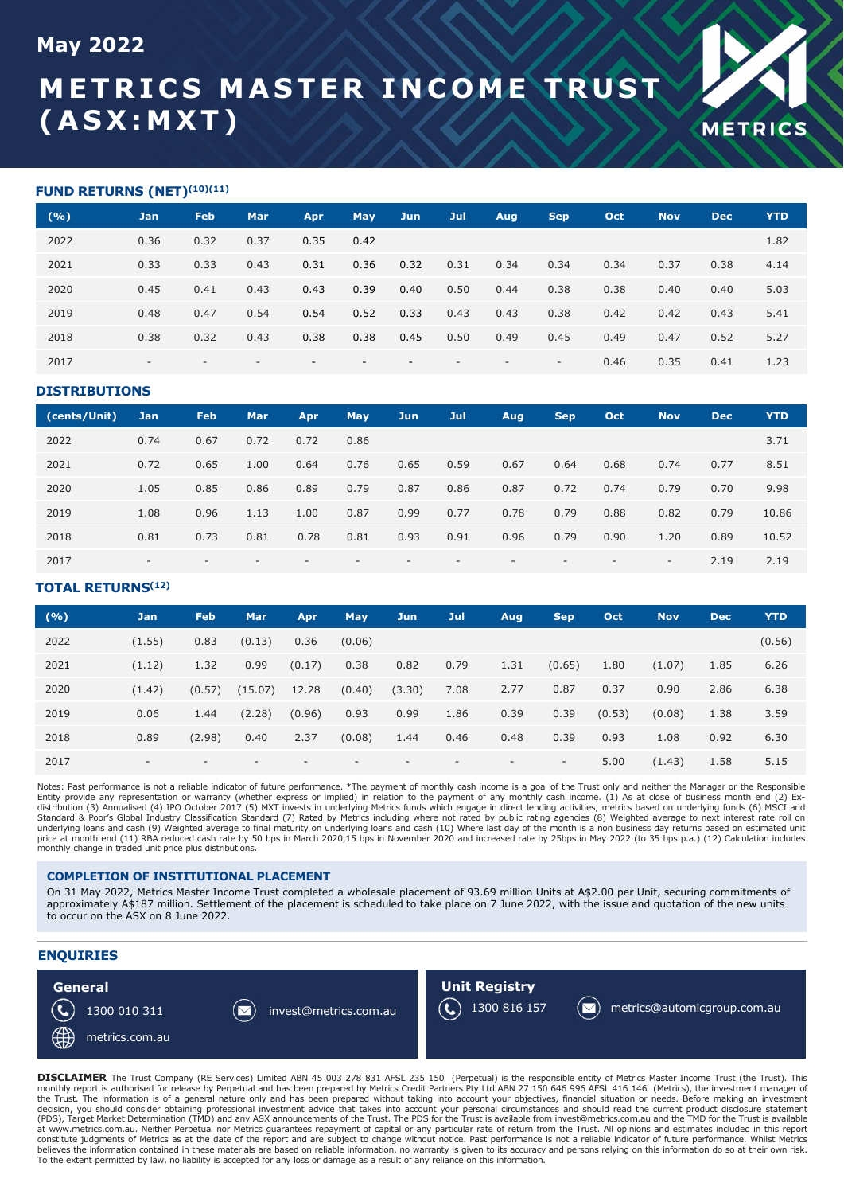May 2022

# METRICS MASTER INCOME TRUST (ASX:MXT)

## FUND RETURNS (NET)[10][11]

| (%) | Jan | Feb | Mar | Apr | May | Jun | Jul | Aug | Sep | Oct | Nov | Dec | YTD |
|---|---|---|---|---|---|---|---|---|---|---|---|---|---|
| 2022 | 0.36 | 0.32 | 0.37 | 0.35 | 0.42 | | | | | | | | 1.82 |
| 2021 | 0.33 | 0.33 | 0.43 | 0.31 | 0.36 | 0.32 | 0.31 | 0.34 | 0.34 | 0.34 | 0.37 | 0.38 | 4.14 |
| 2020 | 0.45 | 0.41 | 0.43 | 0.43 | 0.39 | 0.40 | 0.50 | 0.44 | 0.38 | 0.38 | 0.40 | 0.40 | 5.03 |
| 2019 | 0.48 | 0.47 | 0.54 | 0.54 | 0.52 | 0.33 | 0.43 | 0.43 | 0.38 | 0.42 | 0.42 | 0.43 | 5.41 |
| 2018 | 0.38 | 0.32 | 0.43 | 0.38 | 0.38 | 0.45 | 0.50 | 0.49 | 0.45 | 0.49 | 0.47 | 0.52 | 5.27 |
| 2017 | - | - | - | - | - | - | - | - | - | 0.46 | 0.35 | 0.41 | 1.23 |

## DISTRIBUTIONS

| (cents/Unit) | Jan | Feb | Mar | Apr | May | Jun | Jul | Aug | Sep | Oct | Nov | Dec | YTD |
|---|---|---|---|---|---|---|---|---|---|---|---|---|---|
| 2022 | 0.74 | 0.67 | 0.72 | 0.72 | 0.86 | | | | | | | | 3.71 |
| 2021 | 0.72 | 0.65 | 1.00 | 0.64 | 0.76 | 0.65 | 0.59 | 0.67 | 0.64 | 0.68 | 0.74 | 0.77 | 8.51 |
| 2020 | 1.05 | 0.85 | 0.86 | 0.89 | 0.79 | 0.87 | 0.86 | 0.87 | 0.72 | 0.74 | 0.79 | 0.70 | 9.98 |
| 2019 | 1.08 | 0.96 | 1.13 | 1.00 | 0.87 | 0.99 | 0.77 | 0.78 | 0.79 | 0.88 | 0.82 | 0.79 | 10.86 |
| 2018 | 0.81 | 0.73 | 0.81 | 0.78 | 0.81 | 0.93 | 0.91 | 0.96 | 0.79 | 0.90 | 1.20 | 0.89 | 10.52 |
| 2017 | - | - | - | - | - | - | - | - | - | - | - | 2.19 | 2.19 |

## TOTAL RETURNS[12]

| (%) | Jan | Feb | Mar | Apr | May | Jun | Jul | Aug | Sep | Oct | Nov | Dec | YTD |
|---|---|---|---|---|---|---|---|---|---|---|---|---|---|
| 2022 | (1.55) | 0.83 | (0.13) | 0.36 | (0.06) | | | | | | | | (0.56) |
| 2021 | (1.12) | 1.32 | 0.99 | (0.17) | 0.38 | 0.82 | 0.79 | 1.31 | (0.65) | 1.80 | (1.07) | 1.85 | 6.26 |
| 2020 | (1.42) | (0.57) | (15.07) | 12.28 | (0.40) | (3.30) | 7.08 | 2.77 | 0.87 | 0.37 | 0.90 | 2.86 | 6.38 |
| 2019 | 0.06 | 1.44 | (2.28) | (0.96) | 0.93 | 0.99 | 1.86 | 0.39 | 0.39 | (0.53) | (0.08) | 1.38 | 3.59 |
| 2018 | 0.89 | (2.98) | 0.40 | 2.37 | (0.08) | 1.44 | 0.46 | 0.48 | 0.39 | 0.93 | 1.08 | 0.92 | 6.30 |
| 2017 | - | - | - | - | - | - | - | - | - | 5.00 | (1.43) | 1.58 | 5.15 |

Notes: Past performance is not a reliable indicator of future performance. *The payment of monthly cash income is a goal of the Trust only and neither the Manager or the Responsible Entity provide any representation or warranty (whether express or implied) in relation to the payment of any monthly cash income. (1) As at close of business month end (2) Ex-distribution (3) Annualised (4) IPO October 2017 (5) MXT invests in underlying Metrics funds which engage in direct lending activities, metrics based on underlying funds (6) MSCI and Standard & Poor's Global Industry Classification Standard (7) Rated by Metrics including where not rated by public rating agencies (8) Weighted average to next interest rate roll on underlying loans and cash (9) Weighted average to final maturity on underlying loans and cash (10) Where last day of the month is a non business day returns based on estimated unit price at month end (11) RBA reduced cash rate by 50 bps in March 2020,15 bps in November 2020 and increased rate by 25bps in May 2022 (to 35 bps p.a.) (12) Calculation includes monthly change in traded unit price plus distributions.

## COMPLETION OF INSTITUTIONAL PLACEMENT

On 31 May 2022, Metrics Master Income Trust completed a wholesale placement of 93.69 million Units at A$2.00 per Unit, securing commitments of approximately A$187 million. Settlement of the placement is scheduled to take place on 7 June 2022, with the issue and quotation of the new units to occur on the ASX on 8 June 2022.

## ENQUIRIES

**General**

1300 010 311

invest@metrics.com.au

metrics.com.au

**Unit Registry**

1300 816 157

metrics@automicgroup.com.au

**DISCLAIMER** The Trust Company (RE Services) Limited ABN 45 003 278 831 AFSL 235 150 (Perpetual) is the responsible entity of Metrics Master Income Trust (the Trust). This monthly report is authorised for release by Perpetual and has been prepared by Metrics Credit Partners Pty Ltd ABN 27 150 646 996 AFSL 416 146 (Metrics), the investment manager of the Trust. The information is of a general nature only and has been prepared without taking into account your objectives, financial situation or needs. Before making an investment decision, you should consider obtaining professional investment advice that takes into account your personal circumstances and should read the current product disclosure statement (PDS), Target Market Determination (TMD) and any ASX announcements of the Trust. The PDS for the Trust is available from invest@metrics.com.au and the TMD for the Trust is available at www.metrics.com.au. Neither Perpetual nor Metrics guarantees repayment of capital or any particular rate of return from the Trust. All opinions and estimates included in this report constitute judgments of Metrics as at the date of the report and are subject to change without notice. Past performance is not a reliable indicator of future performance. Whilst Metrics believes the information contained in these materials are based on reliable information, no warranty is given to its accuracy and persons relying on this information do so at their own risk. To the extent permitted by law, no liability is accepted for any loss or damage as a result of any reliance on this information.